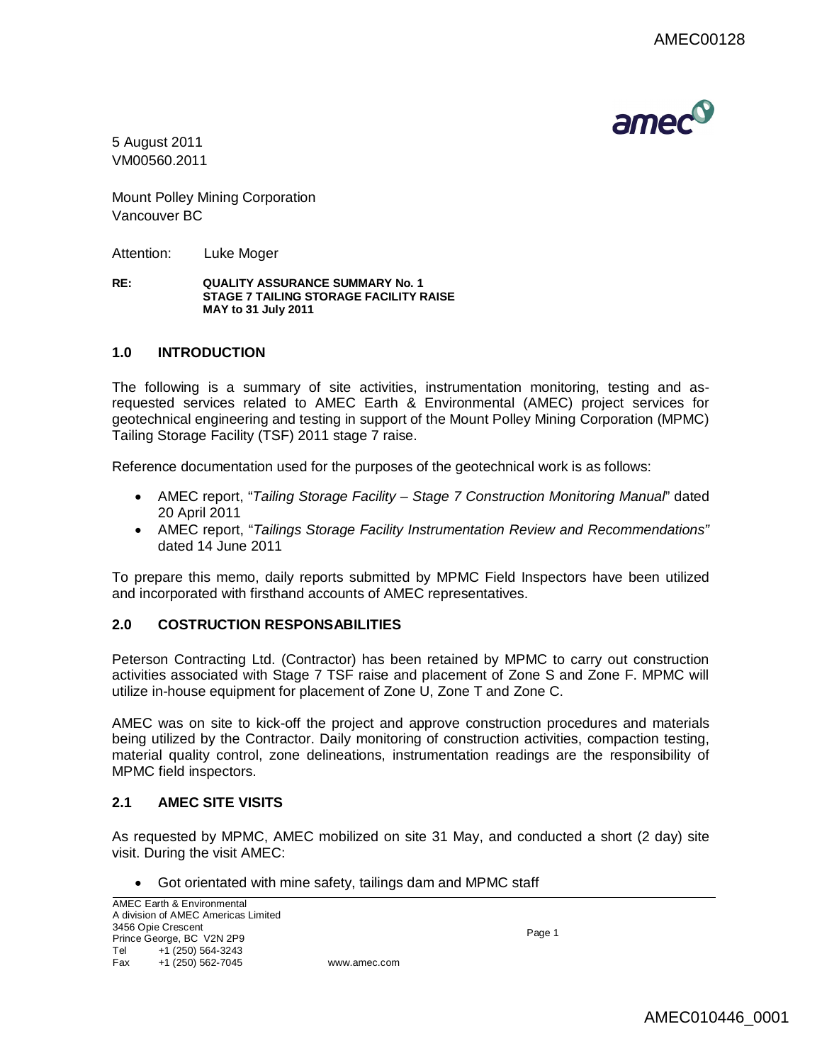5 August 2011
VM00560.2011

Mount Polley Mining Corporation
Vancouver BC

Attention: Luke Moger

**RE: QUALITY ASSURANCE SUMMARY No. 1**
**STAGE 7 TAILING STORAGE FACILITY RAISE**
**MAY to 31 July 2011**

## 1.0 INTRODUCTION

The following is a summary of site activities, instrumentation monitoring, testing and as-requested services related to AMEC Earth & Environmental (AMEC) project services for geotechnical engineering and testing in support of the Mount Polley Mining Corporation (MPMC) Tailing Storage Facility (TSF) 2011 stage 7 raise.

Reference documentation used for the purposes of the geotechnical work is as follows:

- AMEC report, "*Tailing Storage Facility – Stage 7 Construction Monitoring Manual*" dated 20 April 2011
- AMEC report, "*Tailings Storage Facility Instrumentation Review and Recommendations"* dated 14 June 2011

To prepare this memo, daily reports submitted by MPMC Field Inspectors have been utilized and incorporated with firsthand accounts of AMEC representatives.

## 2.0 COSTRUCTION RESPONSABILITIES

Peterson Contracting Ltd. (Contractor) has been retained by MPMC to carry out construction activities associated with Stage 7 TSF raise and placement of Zone S and Zone F. MPMC will utilize in-house equipment for placement of Zone U, Zone T and Zone C.

AMEC was on site to kick-off the project and approve construction procedures and materials being utilized by the Contractor. Daily monitoring of construction activities, compaction testing, material quality control, zone delineations, instrumentation readings are the responsibility of MPMC field inspectors.

### 2.1 AMEC SITE VISITS

As requested by MPMC, AMEC mobilized on site 31 May, and conducted a short (2 day) site visit. During the visit AMEC:

- Got orientated with mine safety, tailings dam and MPMC staff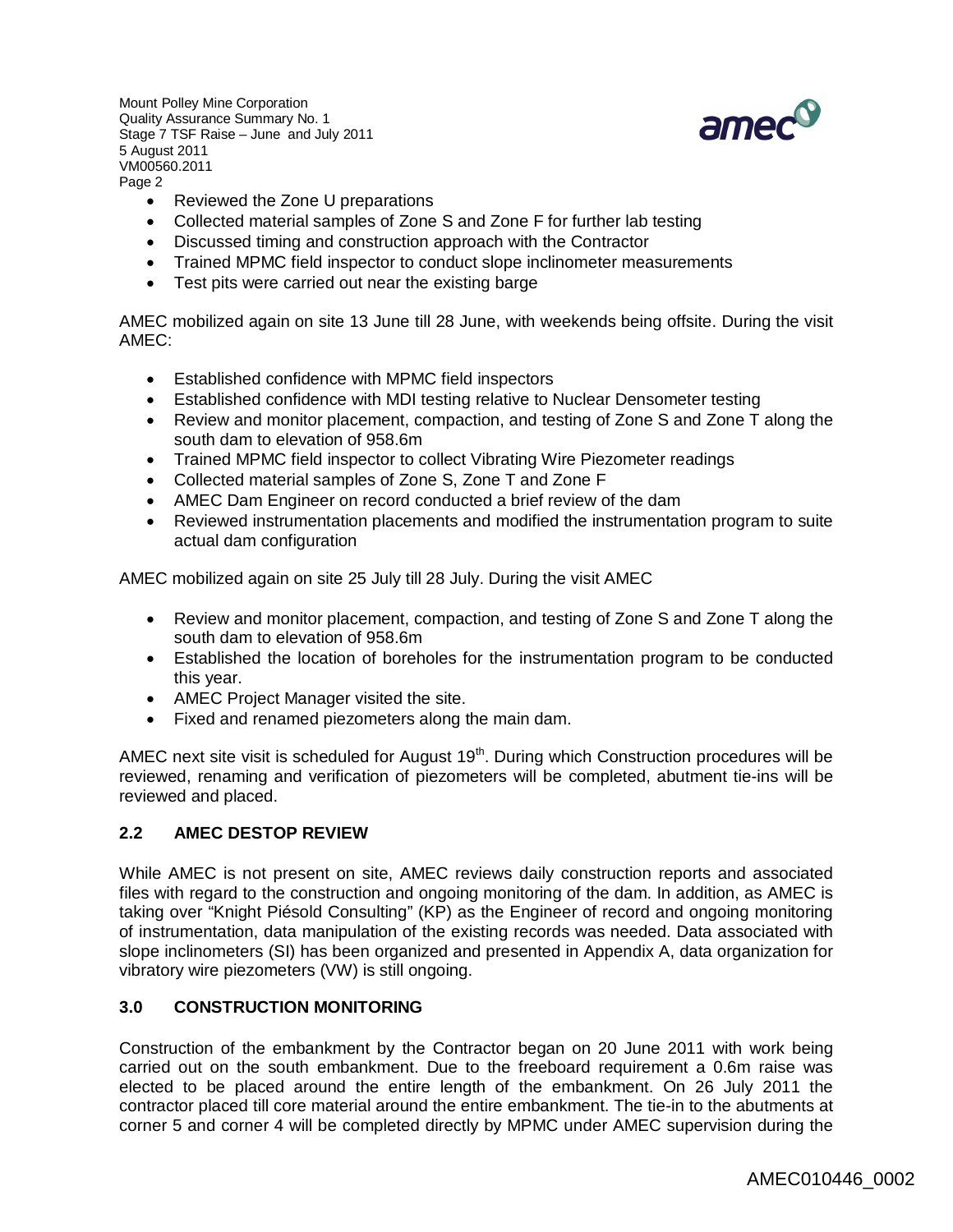- Reviewed the Zone U preparations
- Collected material samples of Zone S and Zone F for further lab testing
- Discussed timing and construction approach with the Contractor
- Trained MPMC field inspector to conduct slope inclinometer measurements
- Test pits were carried out near the existing barge

AMEC mobilized again on site 13 June till 28 June, with weekends being offsite. During the visit AMEC:

- Established confidence with MPMC field inspectors
- Established confidence with MDI testing relative to Nuclear Densometer testing
- Review and monitor placement, compaction, and testing of Zone S and Zone T along the south dam to elevation of 958.6m
- Trained MPMC field inspector to collect Vibrating Wire Piezometer readings
- Collected material samples of Zone S, Zone T and Zone F
- AMEC Dam Engineer on record conducted a brief review of the dam
- Reviewed instrumentation placements and modified the instrumentation program to suite actual dam configuration

AMEC mobilized again on site 25 July till 28 July. During the visit AMEC

- Review and monitor placement, compaction, and testing of Zone S and Zone T along the south dam to elevation of 958.6m
- Established the location of boreholes for the instrumentation program to be conducted this year.
- AMEC Project Manager visited the site.
- Fixed and renamed piezometers along the main dam.

AMEC next site visit is scheduled for August 19th. During which Construction procedures will be reviewed, renaming and verification of piezometers will be completed, abutment tie-ins will be reviewed and placed.

## 2.2 AMEC DESTOP REVIEW

While AMEC is not present on site, AMEC reviews daily construction reports and associated files with regard to the construction and ongoing monitoring of the dam. In addition, as AMEC is taking over "Knight Piésold Consulting" (KP) as the Engineer of record and ongoing monitoring of instrumentation, data manipulation of the existing records was needed. Data associated with slope inclinometers (SI) has been organized and presented in Appendix A, data organization for vibratory wire piezometers (VW) is still ongoing.

## 3.0 CONSTRUCTION MONITORING

Construction of the embankment by the Contractor began on 20 June 2011 with work being carried out on the south embankment. Due to the freeboard requirement a 0.6m raise was elected to be placed around the entire length of the embankment. On 26 July 2011 the contractor placed till core material around the entire embankment. The tie-in to the abutments at corner 5 and corner 4 will be completed directly by MPMC under AMEC supervision during the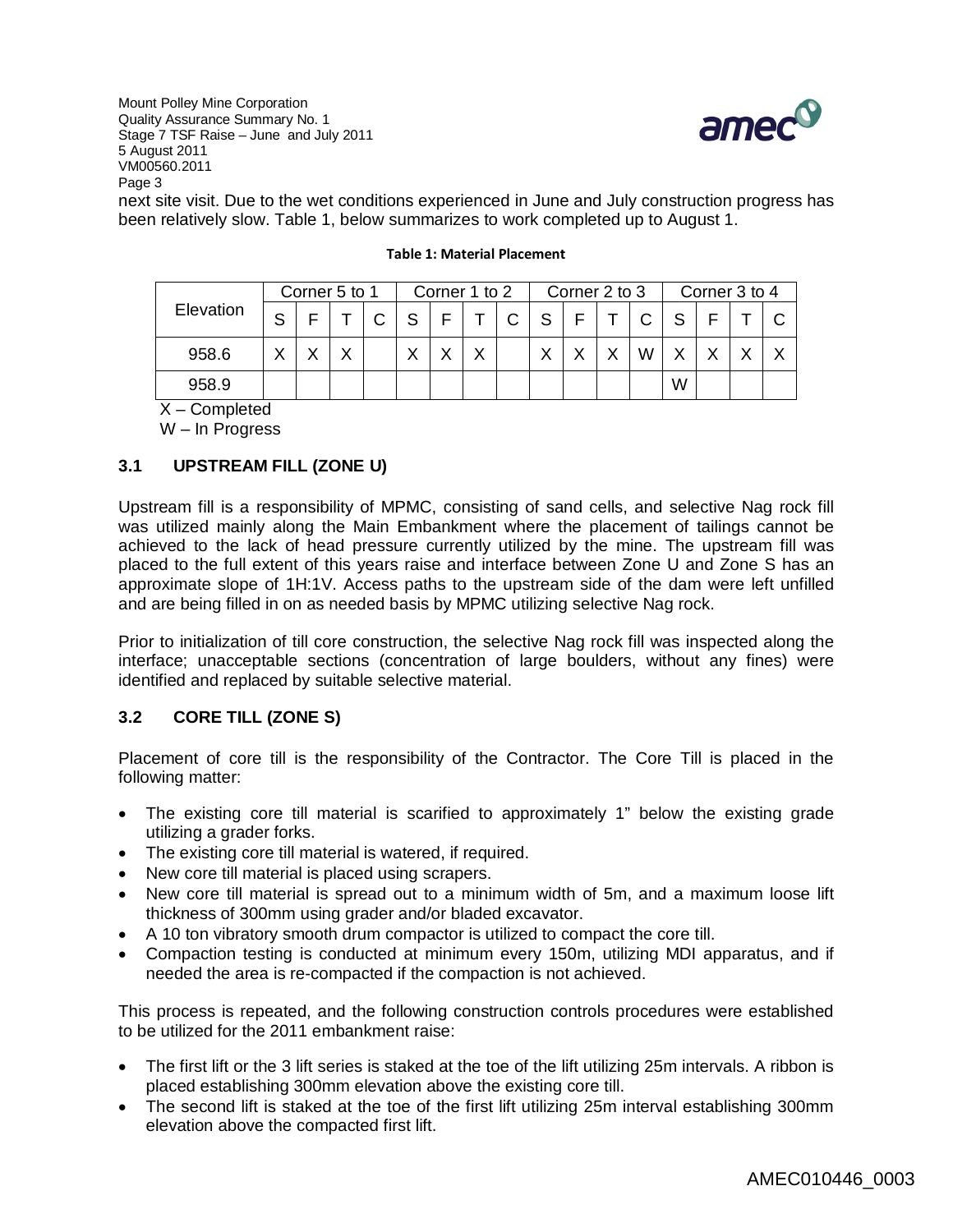next site visit. Due to the wet conditions experienced in June and July construction progress has been relatively slow. Table 1, below summarizes to work completed up to August 1.

**Table 1: Material Placement**

| Elevation | Corner 5 to 1 | | | | Corner 1 to 2 | | | | Corner 2 to 3 | | | | Corner 3 to 4 | | | |
|---|---|---|---|---|---|---|---|---|---|---|---|---|---|---|---|---|
| | S | F | T | C | S | F | T | C | S | F | T | C | S | F | T | C |
| 958.6 | X | X | X | | X | X | X | | X | X | X | W | X | X | X | X |
| 958.9 | | | | | | | | | | | | | W | | | |

X – Completed

W – In Progress

### 3.1 UPSTREAM FILL (ZONE U)

Upstream fill is a responsibility of MPMC, consisting of sand cells, and selective Nag rock fill was utilized mainly along the Main Embankment where the placement of tailings cannot be achieved to the lack of head pressure currently utilized by the mine. The upstream fill was placed to the full extent of this years raise and interface between Zone U and Zone S has an approximate slope of 1H:1V. Access paths to the upstream side of the dam were left unfilled and are being filled in on as needed basis by MPMC utilizing selective Nag rock.

Prior to initialization of till core construction, the selective Nag rock fill was inspected along the interface; unacceptable sections (concentration of large boulders, without any fines) were identified and replaced by suitable selective material.

### 3.2 CORE TILL (ZONE S)

Placement of core till is the responsibility of the Contractor. The Core Till is placed in the following matter:

- The existing core till material is scarified to approximately 1" below the existing grade utilizing a grader forks.
- The existing core till material is watered, if required.
- New core till material is placed using scrapers.
- New core till material is spread out to a minimum width of 5m, and a maximum loose lift thickness of 300mm using grader and/or bladed excavator.
- A 10 ton vibratory smooth drum compactor is utilized to compact the core till.
- Compaction testing is conducted at minimum every 150m, utilizing MDI apparatus, and if needed the area is re-compacted if the compaction is not achieved.

This process is repeated, and the following construction controls procedures were established to be utilized for the 2011 embankment raise:

- The first lift or the 3 lift series is staked at the toe of the lift utilizing 25m intervals. A ribbon is placed establishing 300mm elevation above the existing core till.
- The second lift is staked at the toe of the first lift utilizing 25m interval establishing 300mm elevation above the compacted first lift.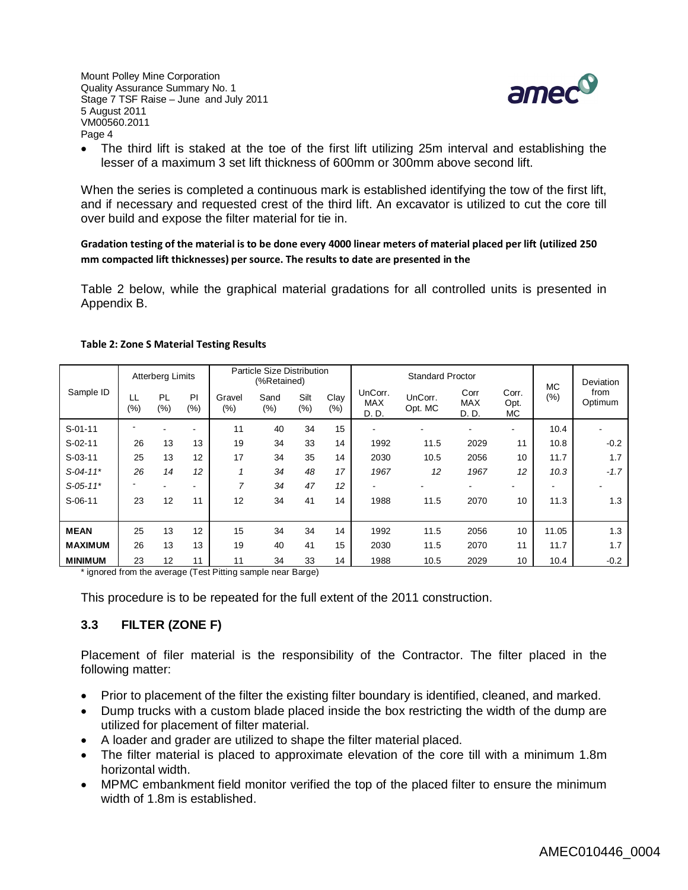- The third lift is staked at the toe of the first lift utilizing 25m interval and establishing the lesser of a maximum 3 set lift thickness of 600mm or 300mm above second lift.

When the series is completed a continuous mark is established identifying the tow of the first lift, and if necessary and requested crest of the third lift. An excavator is utilized to cut the core till over build and expose the filter material for tie in.

**Gradation testing of the material is to be done every 4000 linear meters of material placed per lift (utilized 250 mm compacted lift thicknesses) per source. The results to date are presented in the**

Table 2 below, while the graphical material gradations for all controlled units is presented in Appendix B.

**Table 2: Zone S Material Testing Results**

| Sample ID | Atterberg Limits | | | Particle Size Distribution (%Retained) | | | | Standard Proctor | | | | MC (%) | Deviation from Optimum |
|---|---|---|---|---|---|---|---|---|---|---|---|---|---|
| | LL (%) | PL (%) | PI (%) | Gravel (%) | Sand (%) | Silt (%) | Clay (%) | UnCorr. MAX D. D. | UnCorr. Opt. MC | Corr MAX D. D. | Corr. Opt. MC | | |
| S-01-11 | - | - | - | 11 | 40 | 34 | 15 | - | - | - | - | 10.4 | - |
| S-02-11 | 26 | 13 | 13 | 19 | 34 | 33 | 14 | 1992 | 11.5 | 2029 | 11 | 10.8 | -0.2 |
| S-03-11 | 25 | 13 | 12 | 17 | 34 | 35 | 14 | 2030 | 10.5 | 2056 | 10 | 11.7 | 1.7 |
| *S-04-11** | *26* | *14* | *12* | *1* | *34* | *48* | *17* | *1967* | *12* | *1967* | *12* | *10.3* | *-1.7* |
| *S-05-11** | - | - | - | *7* | *34* | *47* | *12* | - | - | - | - | - | - |
| S-06-11 | 23 | 12 | 11 | 12 | 34 | 41 | 14 | 1988 | 11.5 | 2070 | 10 | 11.3 | 1.3 |
| **MEAN** | 25 | 13 | 12 | 15 | 34 | 34 | 14 | 1992 | 11.5 | 2056 | 10 | 11.05 | 1.3 |
| **MAXIMUM** | 26 | 13 | 13 | 19 | 40 | 41 | 15 | 2030 | 11.5 | 2070 | 11 | 11.7 | 1.7 |
| **MINIMUM** | 23 | 12 | 11 | 11 | 34 | 33 | 14 | 1988 | 10.5 | 2029 | 10 | 10.4 | -0.2 |

\* ignored from the average (Test Pitting sample near Barge)

This procedure is to be repeated for the full extent of the 2011 construction.

### 3.3 FILTER (ZONE F)

Placement of filer material is the responsibility of the Contractor. The filter placed in the following matter:

- Prior to placement of the filter the existing filter boundary is identified, cleaned, and marked.
- Dump trucks with a custom blade placed inside the box restricting the width of the dump are utilized for placement of filter material.
- A loader and grader are utilized to shape the filter material placed.
- The filter material is placed to approximate elevation of the core till with a minimum 1.8m horizontal width.
- MPMC embankment field monitor verified the top of the placed filter to ensure the minimum width of 1.8m is established.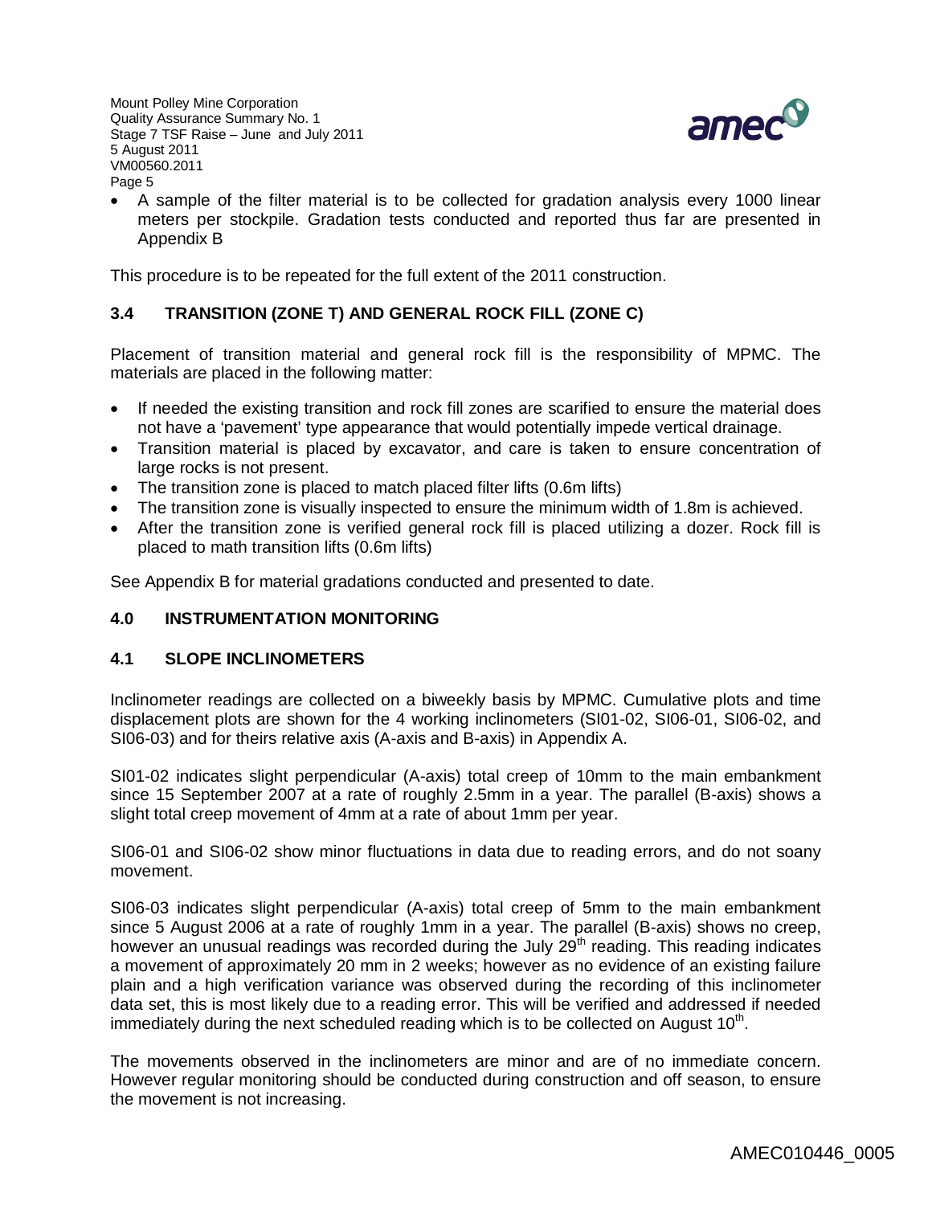- A sample of the filter material is to be collected for gradation analysis every 1000 linear meters per stockpile. Gradation tests conducted and reported thus far are presented in Appendix B

This procedure is to be repeated for the full extent of the 2011 construction.

### 3.4 TRANSITION (ZONE T) AND GENERAL ROCK FILL (ZONE C)

Placement of transition material and general rock fill is the responsibility of MPMC. The materials are placed in the following matter:

- If needed the existing transition and rock fill zones are scarified to ensure the material does not have a 'pavement' type appearance that would potentially impede vertical drainage.
- Transition material is placed by excavator, and care is taken to ensure concentration of large rocks is not present.
- The transition zone is placed to match placed filter lifts (0.6m lifts)
- The transition zone is visually inspected to ensure the minimum width of 1.8m is achieved.
- After the transition zone is verified general rock fill is placed utilizing a dozer. Rock fill is placed to math transition lifts (0.6m lifts)

See Appendix B for material gradations conducted and presented to date.

## 4.0 INSTRUMENTATION MONITORING

### 4.1 SLOPE INCLINOMETERS

Inclinometer readings are collected on a biweekly basis by MPMC. Cumulative plots and time displacement plots are shown for the 4 working inclinometers (SI01-02, SI06-01, SI06-02, and SI06-03) and for theirs relative axis (A-axis and B-axis) in Appendix A.

SI01-02 indicates slight perpendicular (A-axis) total creep of 10mm to the main embankment since 15 September 2007 at a rate of roughly 2.5mm in a year. The parallel (B-axis) shows a slight total creep movement of 4mm at a rate of about 1mm per year.

SI06-01 and SI06-02 show minor fluctuations in data due to reading errors, and do not soany movement.

SI06-03 indicates slight perpendicular (A-axis) total creep of 5mm to the main embankment since 5 August 2006 at a rate of roughly 1mm in a year. The parallel (B-axis) shows no creep, however an unusual readings was recorded during the July 29th reading. This reading indicates a movement of approximately 20 mm in 2 weeks; however as no evidence of an existing failure plain and a high verification variance was observed during the recording of this inclinometer data set, this is most likely due to a reading error. This will be verified and addressed if needed immediately during the next scheduled reading which is to be collected on August 10th.

The movements observed in the inclinometers are minor and are of no immediate concern. However regular monitoring should be conducted during construction and off season, to ensure the movement is not increasing.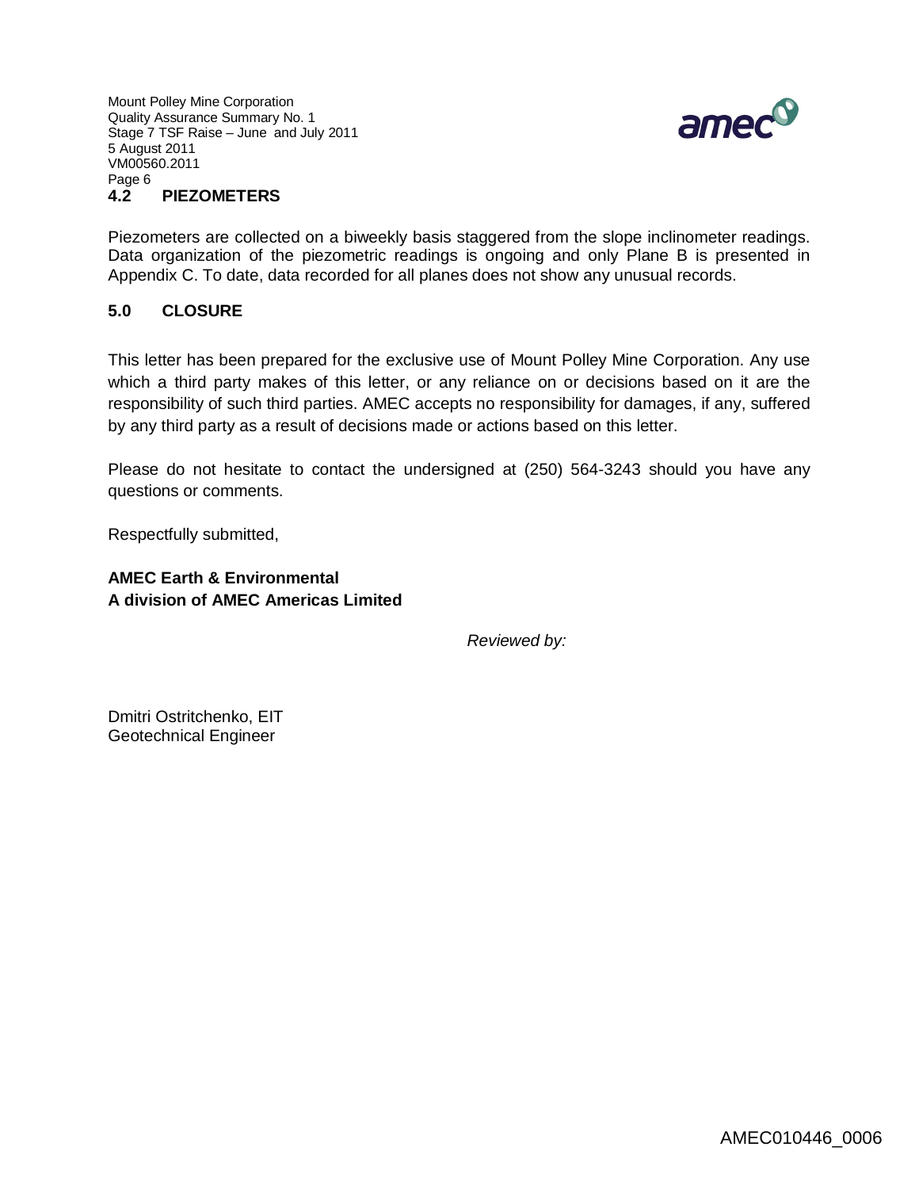## 4.2 PIEZOMETERS

Piezometers are collected on a biweekly basis staggered from the slope inclinometer readings. Data organization of the piezometric readings is ongoing and only Plane B is presented in Appendix C. To date, data recorded for all planes does not show any unusual records.

## 5.0 CLOSURE

This letter has been prepared for the exclusive use of Mount Polley Mine Corporation. Any use which a third party makes of this letter, or any reliance on or decisions based on it are the responsibility of such third parties. AMEC accepts no responsibility for damages, if any, suffered by any third party as a result of decisions made or actions based on this letter.

Please do not hesitate to contact the undersigned at (250) 564-3243 should you have any questions or comments.

Respectfully submitted,

**AMEC Earth & Environmental**
**A division of AMEC Americas Limited**

*Reviewed by:*

Dmitri Ostritchenko, EIT
Geotechnical Engineer

AMEC010446_0006